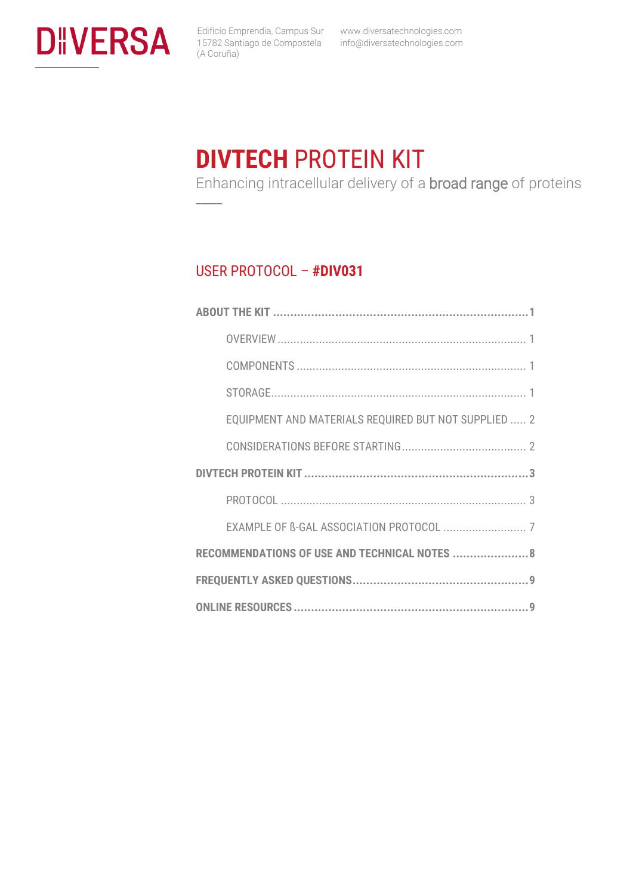DIIVERSA

Edificio Emprendia, Campus Sur
15782 Santiago de Compostela
(A Coruña)

www.diversatechnologies.com
info@diversatechnologies.com

# DIVTECH PROTEIN KIT

Enhancing intracellular delivery of a **broad range** of proteins

## USER PROTOCOL – #DIV031

**ABOUT THE KIT** ........................................ 1

- OVERVIEW ........................................ 1
- COMPONENTS ........................................ 1
- STORAGE ........................................ 1
- EQUIPMENT AND MATERIALS REQUIRED BUT NOT SUPPLIED ..... 2
- CONSIDERATIONS BEFORE STARTING ........................................ 2

**DIVTECH PROTEIN KIT** ........................................ 3

- PROTOCOL ........................................ 3
- EXAMPLE OF ß-GAL ASSOCIATION PROTOCOL ........................................ 7

**RECOMMENDATIONS OF USE AND TECHNICAL NOTES** ........................................ 8

**FREQUENTLY ASKED QUESTIONS** ........................................ 9

**ONLINE RESOURCES** ........................................ 9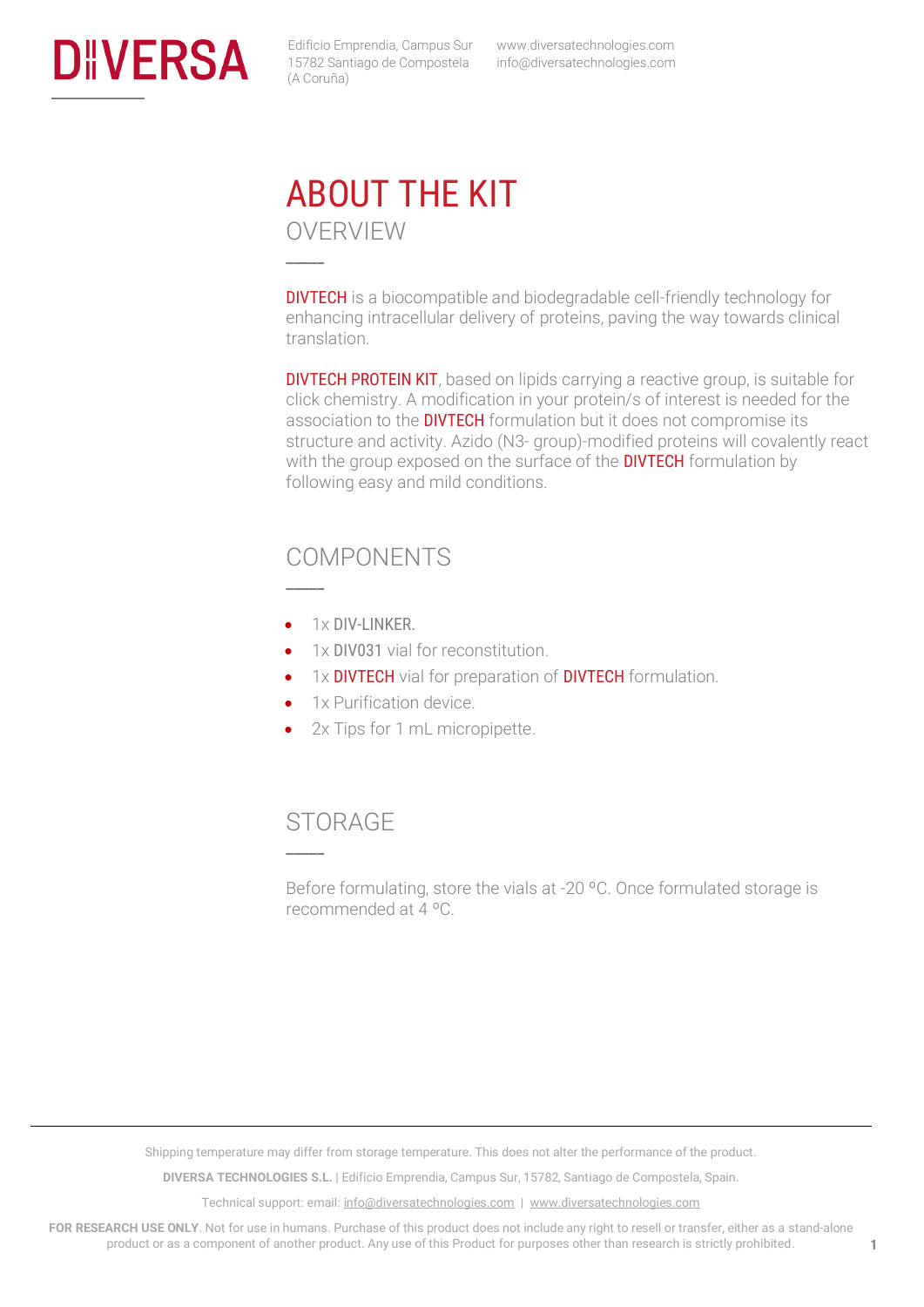# ABOUT THE KIT

## OVERVIEW

DIVTECH is a biocompatible and biodegradable cell-friendly technology for enhancing intracellular delivery of proteins, paving the way towards clinical translation.

DIVTECH PROTEIN KIT, based on lipids carrying a reactive group, is suitable for click chemistry. A modification in your protein/s of interest is needed for the association to the DIVTECH formulation but it does not compromise its structure and activity. Azido (N3- group)-modified proteins will covalently react with the group exposed on the surface of the DIVTECH formulation by following easy and mild conditions.

## COMPONENTS

- 1x DIV-LINKER.
- 1x DIV031 vial for reconstitution.
- 1x DIVTECH vial for preparation of DIVTECH formulation.
- 1x Purification device.
- 2x Tips for 1 mL micropipette.

## STORAGE

Before formulating, store the vials at -20 ºC. Once formulated storage is recommended at 4 ºC.

Shipping temperature may differ from storage temperature. This does not alter the performance of the product.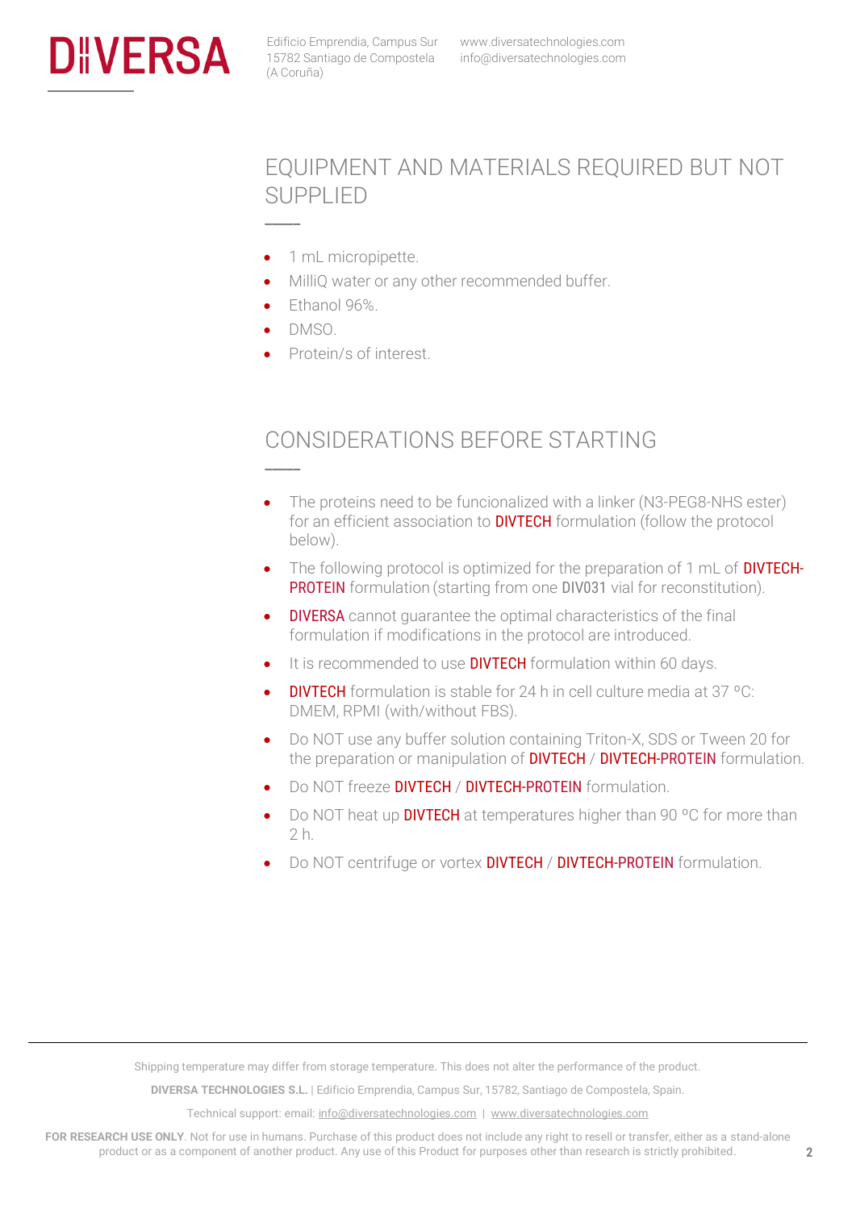## EQUIPMENT AND MATERIALS REQUIRED BUT NOT SUPPLIED

- 1 mL micropipette.
- MilliQ water or any other recommended buffer.
- Ethanol 96%.
- DMSO.
- Protein/s of interest.

## CONSIDERATIONS BEFORE STARTING

- The proteins need to be funcionalized with a linker (N3-PEG8-NHS ester) for an efficient association to DIVTECH formulation (follow the protocol below).
- The following protocol is optimized for the preparation of 1 mL of DIVTECH-PROTEIN formulation (starting from one DIV031 vial for reconstitution).
- DIVERSA cannot guarantee the optimal characteristics of the final formulation if modifications in the protocol are introduced.
- It is recommended to use DIVTECH formulation within 60 days.
- DIVTECH formulation is stable for 24 h in cell culture media at 37 ºC: DMEM, RPMI (with/without FBS).
- Do NOT use any buffer solution containing Triton-X, SDS or Tween 20 for the preparation or manipulation of DIVTECH / DIVTECH-PROTEIN formulation.
- Do NOT freeze DIVTECH / DIVTECH-PROTEIN formulation.
- Do NOT heat up DIVTECH at temperatures higher than 90 ºC for more than 2 h.
- Do NOT centrifuge or vortex DIVTECH / DIVTECH-PROTEIN formulation.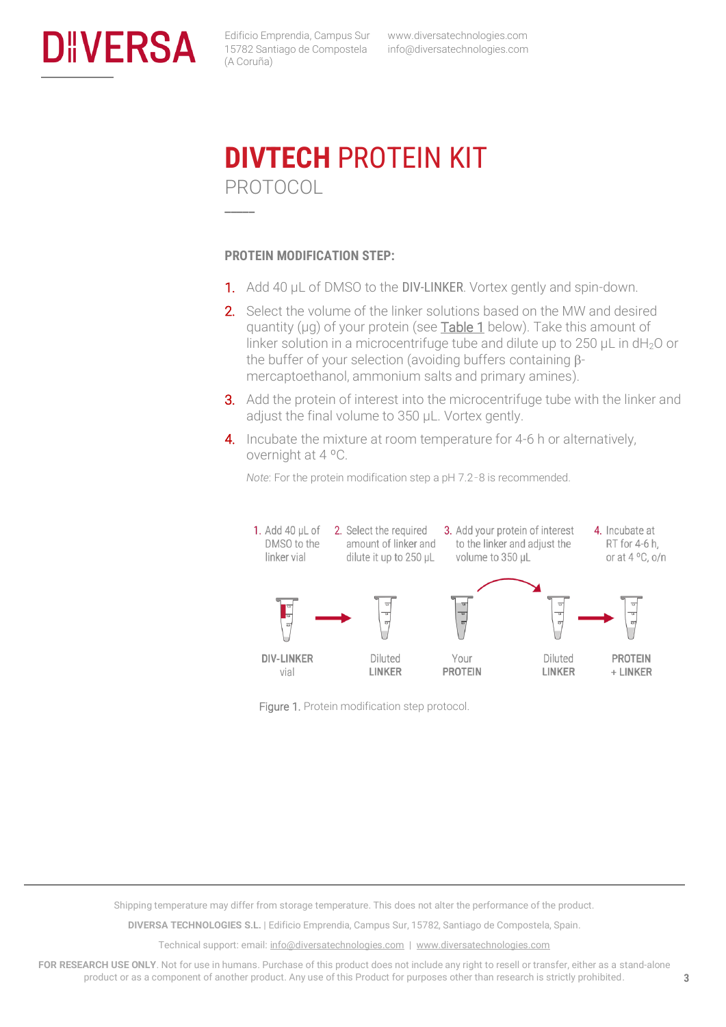# DIVTECH PROTEIN KIT

## PROTOCOL

### PROTEIN MODIFICATION STEP:

1. Add 40 µL of DMSO to the DIV-LINKER. Vortex gently and spin-down.
2. Select the volume of the linker solutions based on the MW and desired quantity (µg) of your protein (see Table 1 below). Take this amount of linker solution in a microcentrifuge tube and dilute up to 250 µL in $dH_2O$ or the buffer of your selection (avoiding buffers containing β-mercaptoethanol, ammonium salts and primary amines).
3. Add the protein of interest into the microcentrifuge tube with the linker and adjust the final volume to 350 µL. Vortex gently.
4. Incubate the mixture at room temperature for 4-6 h or alternatively, overnight at 4 ºC.

*Note*: For the protein modification step a pH 7.2-8 is recommended.

1. Add 40 µL of DMSO to the linker vial
2. Select the required amount of linker and dilute it up to 250 µL
3. Add your protein of interest to the linker and adjust the volume to 350 µL
4. Incubate at RT for 4-6 h, or at 4 ºC, o/n

DIV-LINKER vial → Diluted LINKER — Your PROTEIN → Diluted LINKER → PROTEIN + LINKER

Figure 1. Protein modification step protocol.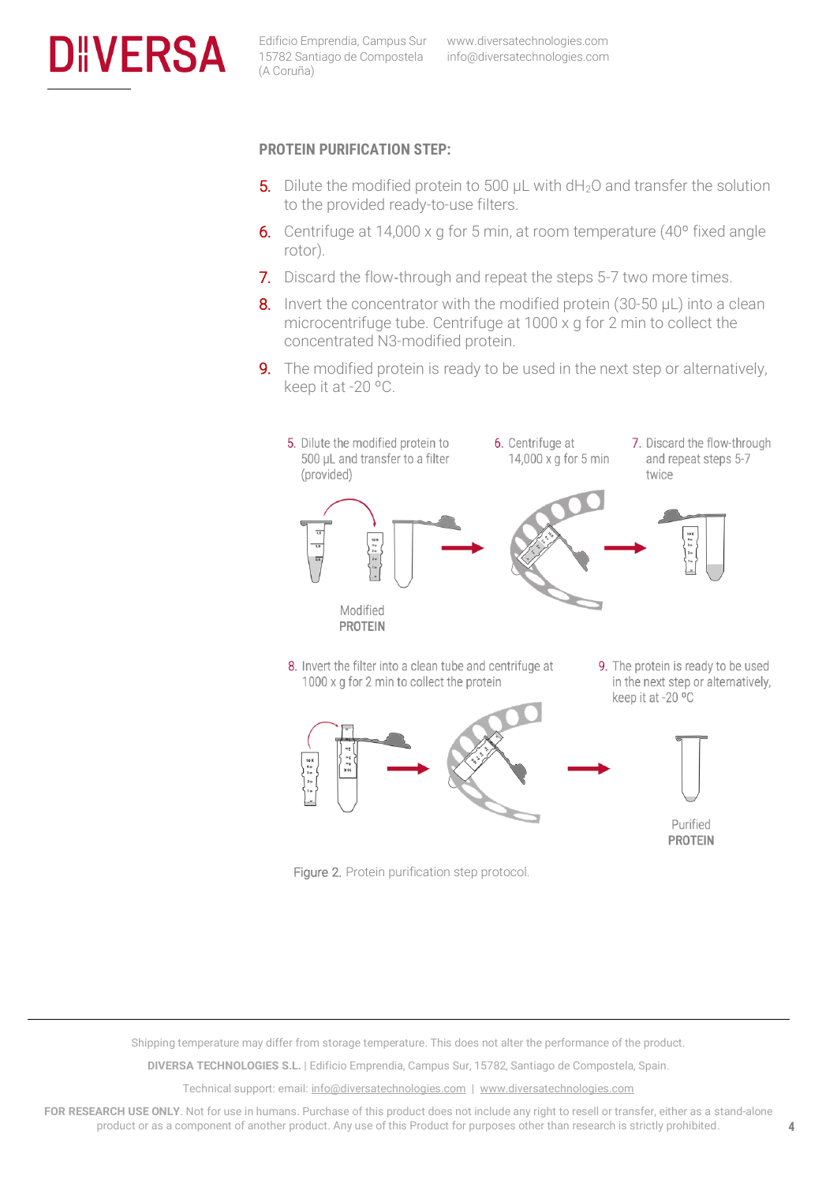**PROTEIN PURIFICATION STEP:**

5. Dilute the modified protein to 500 µL with $dH_2O$ and transfer the solution to the provided ready-to-use filters.
6. Centrifuge at 14,000 x g for 5 min, at room temperature (40º fixed angle rotor).
7. Discard the flow-through and repeat the steps 5-7 two more times.
8. Invert the concentrator with the modified protein (30-50 µL) into a clean microcentrifuge tube. Centrifuge at 1000 x g for 2 min to collect the concentrated N3-modified protein.
9. The modified protein is ready to be used in the next step or alternatively, keep it at -20 ºC.

5. Dilute the modified protein to 500 µL and transfer to a filter (provided)

6. Centrifuge at 14,000 x g for 5 min

7. Discard the flow-through and repeat steps 5-7 twice

Modified **PROTEIN**

8. Invert the filter into a clean tube and centrifuge at 1000 x g for 2 min to collect the protein

9. The protein is ready to be used in the next step or alternatively, keep it at -20 ºC

Purified **PROTEIN**

Figure 2. Protein purification step protocol.

Shipping temperature may differ from storage temperature. This does not alter the performance of the product.

**DIVERSA TECHNOLOGIES S.L.** | Edificio Emprendia, Campus Sur, 15782, Santiago de Compostela, Spain.

Technical support: email: info@diversatechnologies.com | www.diversatechnologies.com

**FOR RESEARCH USE ONLY**. Not for use in humans. Purchase of this product does not include any right to resell or transfer, either as a stand-alone product or as a component of another product. Any use of this Product for purposes other than research is strictly prohibited.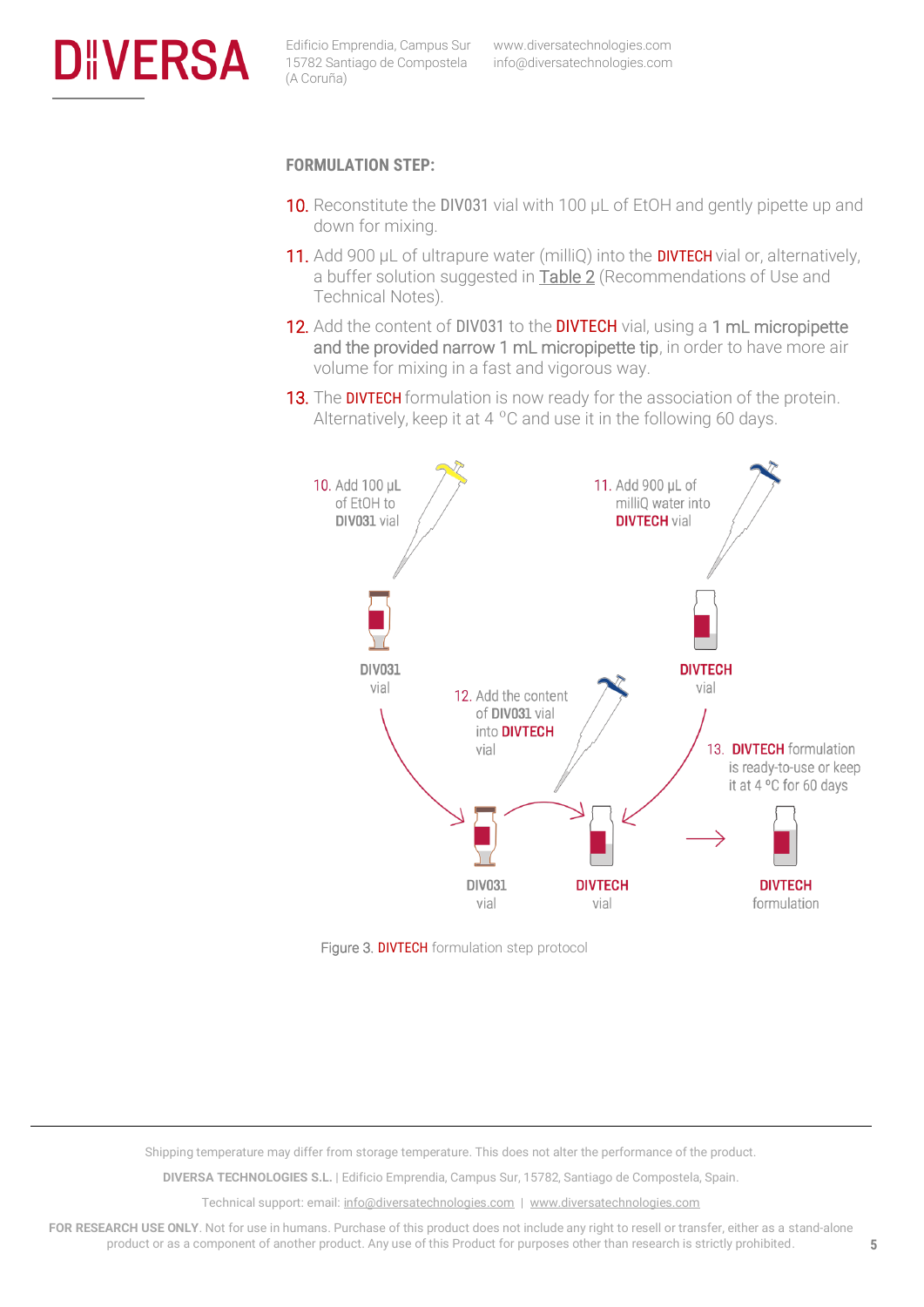**FORMULATION STEP:**

10. Reconstitute the DIV031 vial with 100 µL of EtOH and gently pipette up and down for mixing.
11. Add 900 µL of ultrapure water (milliQ) into the DIVTECH vial or, alternatively, a buffer solution suggested in Table 2 (Recommendations of Use and Technical Notes).
12. Add the content of DIV031 to the DIVTECH vial, using a 1 mL micropipette and the provided narrow 1 mL micropipette tip, in order to have more air volume for mixing in a fast and vigorous way.
13. The DIVTECH formulation is now ready for the association of the protein. Alternatively, keep it at 4 ºC and use it in the following 60 days.

10. Add 100 µL of EtOH to DIV031 vial

11. Add 900 µL of milliQ water into DIVTECH vial

DIV031 vial

DIVTECH vial

12. Add the content of DIV031 vial into DIVTECH vial

13. DIVTECH formulation is ready-to-use or keep it at 4 ºC for 60 days

DIV031 vial

DIVTECH vial

DIVTECH formulation

Figure 3. DIVTECH formulation step protocol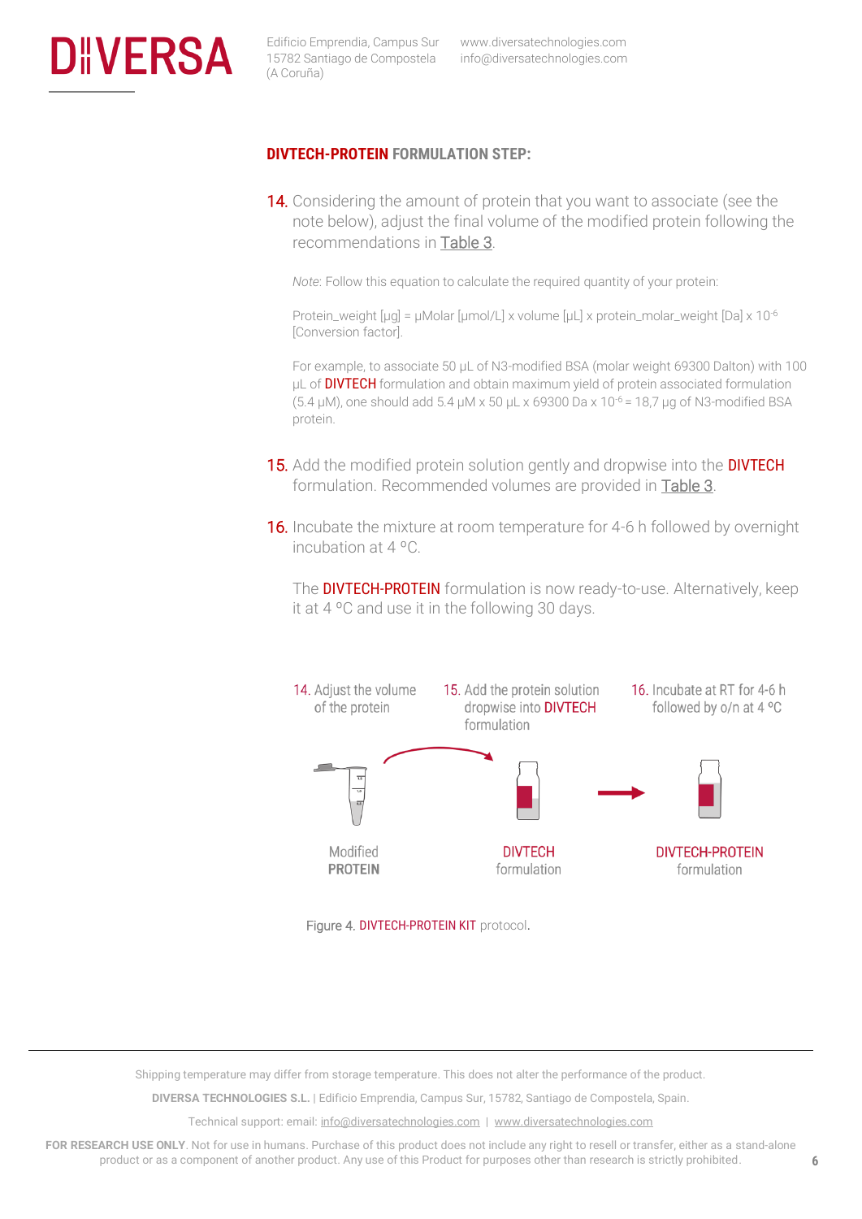## DIVTECH-PROTEIN FORMULATION STEP:

14. Considering the amount of protein that you want to associate (see the note below), adjust the final volume of the modified protein following the recommendations in Table 3.

    *Note:* Follow this equation to calculate the required quantity of your protein:

    Protein_weight [µg] = µMolar [µmol/L] x volume [µL] x protein_molar_weight [Da] x $10^{-6}$ [Conversion factor].

    For example, to associate 50 µL of N3-modified BSA (molar weight 69300 Dalton) with 100 µL of DIVTECH formulation and obtain maximum yield of protein associated formulation (5.4 µM), one should add 5.4 µM x 50 µL x 69300 Da x $10^{-6}$ = 18,7 µg of N3-modified BSA protein.

15. Add the modified protein solution gently and dropwise into the DIVTECH formulation. Recommended volumes are provided in Table 3.

16. Incubate the mixture at room temperature for 4-6 h followed by overnight incubation at 4 ºC.

    The DIVTECH-PROTEIN formulation is now ready-to-use. Alternatively, keep it at 4 ºC and use it in the following 30 days.

14. Adjust the volume of the protein — 15. Add the protein solution dropwise into DIVTECH formulation — 16. Incubate at RT for 4-6 h followed by o/n at 4 ºC

Modified PROTEIN — DIVTECH formulation — DIVTECH-PROTEIN formulation

Figure 4. DIVTECH-PROTEIN KIT protocol.

Shipping temperature may differ from storage temperature. This does not alter the performance of the product.

**DIVERSA TECHNOLOGIES S.L.** | Edificio Emprendia, Campus Sur, 15782, Santiago de Compostela, Spain.

Technical support: email: info@diversatechnologies.com | www.diversatechnologies.com

**FOR RESEARCH USE ONLY**. Not for use in humans. Purchase of this product does not include any right to resell or transfer, either as a stand-alone product or as a component of another product. Any use of this Product for purposes other than research is strictly prohibited.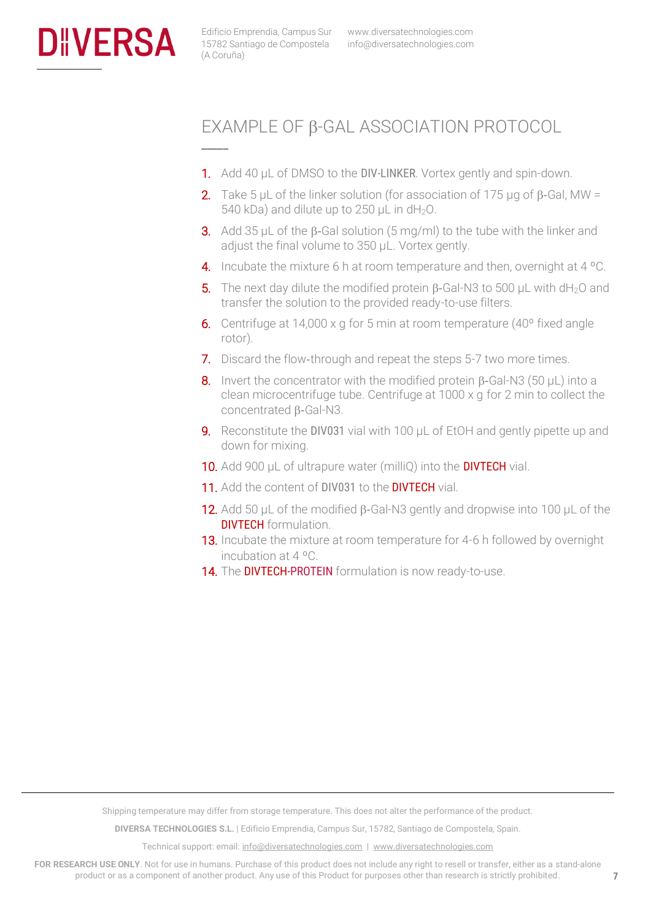# EXAMPLE OF β-GAL ASSOCIATION PROTOCOL

1. Add 40 µL of DMSO to the DIV-LINKER. Vortex gently and spin-down.
2. Take 5 µL of the linker solution (for association of 175 µg of β-Gal, MW = 540 kDa) and dilute up to 250 µL in $dH_2O$.
3. Add 35 µL of the β-Gal solution (5 mg/ml) to the tube with the linker and adjust the final volume to 350 µL. Vortex gently.
4. Incubate the mixture 6 h at room temperature and then, overnight at 4 ºC.
5. The next day dilute the modified protein β-Gal-N3 to 500 µL with $dH_2O$ and transfer the solution to the provided ready-to-use filters.
6. Centrifuge at 14,000 x g for 5 min at room temperature (40º fixed angle rotor).
7. Discard the flow-through and repeat the steps 5-7 two more times.
8. Invert the concentrator with the modified protein β-Gal-N3 (50 µL) into a clean microcentrifuge tube. Centrifuge at 1000 x g for 2 min to collect the concentrated β-Gal-N3.
9. Reconstitute the DIV031 vial with 100 µL of EtOH and gently pipette up and down for mixing.
10. Add 900 µL of ultrapure water (milliQ) into the DIVTECH vial.
11. Add the content of DIV031 to the DIVTECH vial.
12. Add 50 µL of the modified β-Gal-N3 gently and dropwise into 100 µL of the DIVTECH formulation.
13. Incubate the mixture at room temperature for 4-6 h followed by overnight incubation at 4 ºC.
14. The DIVTECH-PROTEIN formulation is now ready-to-use.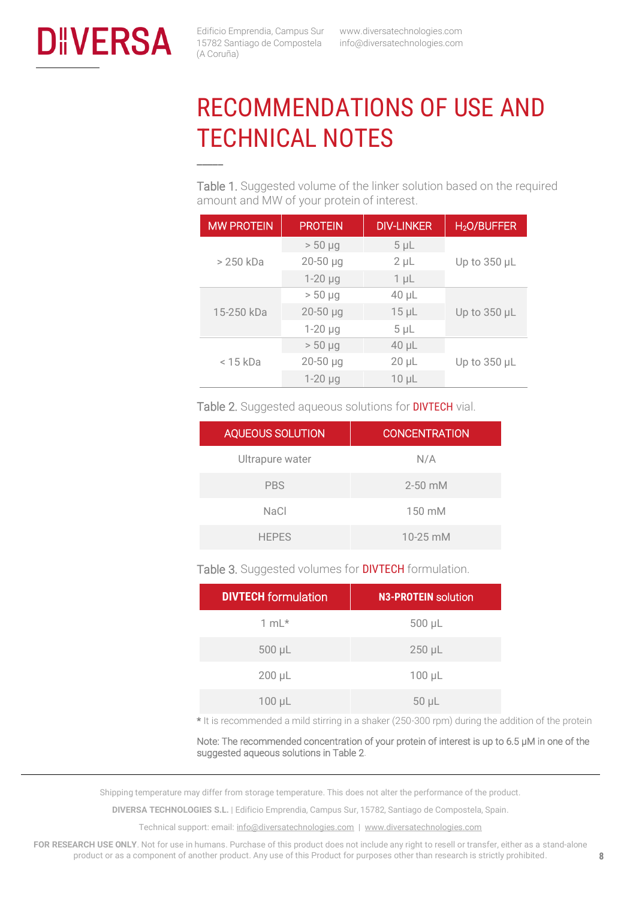# RECOMMENDATIONS OF USE AND TECHNICAL NOTES

Table 1. Suggested volume of the linker solution based on the required amount and MW of your protein of interest.

| MW PROTEIN | PROTEIN | DIV-LINKER | $H_2O$/BUFFER |
|---|---|---|---|
| > 250 kDa | > 50 µg | 5 µL | Up to 350 µL |
| | 20-50 µg | 2 µL | |
| | 1-20 µg | 1 µL | |
| 15-250 kDa | > 50 µg | 40 µL | Up to 350 µL |
| | 20-50 µg | 15 µL | |
| | 1-20 µg | 5 µL | |
| < 15 kDa | > 50 µg | 40 µL | Up to 350 µL |
| | 20-50 µg | 20 µL | |
| | 1-20 µg | 10 µL | |

Table 2. Suggested aqueous solutions for DIVTECH vial.

| AQUEOUS SOLUTION | CONCENTRATION |
|---|---|
| Ultrapure water | N/A |
| PBS | 2-50 mM |
| NaCl | 150 mM |
| HEPES | 10-25 mM |

Table 3. Suggested volumes for DIVTECH formulation.

| **DIVTECH** formulation | **N3-PROTEIN** solution |
|---|---|
| 1 mL* | 500 µL |
| 500 µL | 250 µL |
| 200 µL | 100 µL |
| 100 µL | 50 µL |

* It is recommended a mild stirring in a shaker (250-300 rpm) during the addition of the protein

Note: The recommended concentration of your protein of interest is up to 6.5 µM in one of the suggested aqueous solutions in Table 2.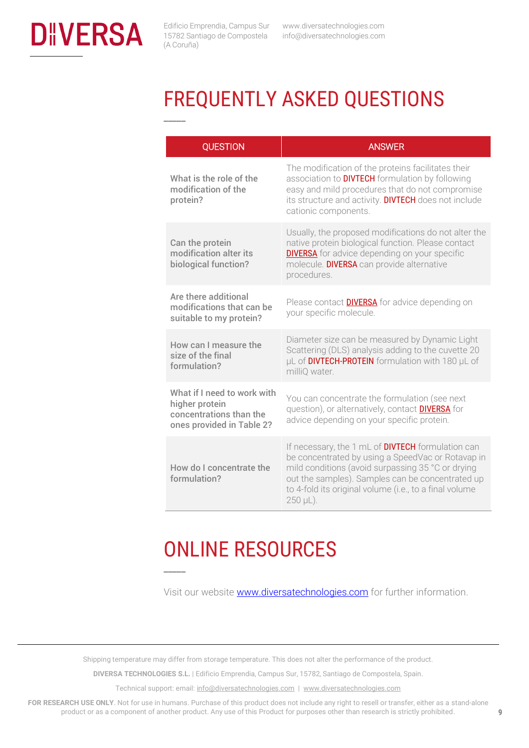# FREQUENTLY ASKED QUESTIONS

| QUESTION | ANSWER |
|---|---|
| **What is the role of the modification of the protein?** | The modification of the proteins facilitates their association to DIVTECH formulation by following easy and mild procedures that do not compromise its structure and activity. DIVTECH does not include cationic components. |
| **Can the protein modification alter its biological function?** | Usually, the proposed modifications do not alter the native protein biological function. Please contact DIVERSA for advice depending on your specific molecule. DIVERSA can provide alternative procedures. |
| **Are there additional modifications that can be suitable to my protein?** | Please contact DIVERSA for advice depending on your specific molecule. |
| **How can I measure the size of the final formulation?** | Diameter size can be measured by Dynamic Light Scattering (DLS) analysis adding to the cuvette 20 µL of DIVTECH-PROTEIN formulation with 180 µL of milliQ water. |
| **What if I need to work with higher protein concentrations than the ones provided in Table 2?** | You can concentrate the formulation (see next question), or alternatively, contact DIVERSA for advice depending on your specific protein. |
| **How do I concentrate the formulation?** | If necessary, the 1 mL of DIVTECH formulation can be concentrated by using a SpeedVac or Rotavap in mild conditions (avoid surpassing 35 °C or drying out the samples). Samples can be concentrated up to 4-fold its original volume (i.e., to a final volume 250 µL). |

# ONLINE RESOURCES

Visit our website www.diversatechnologies.com for further information.